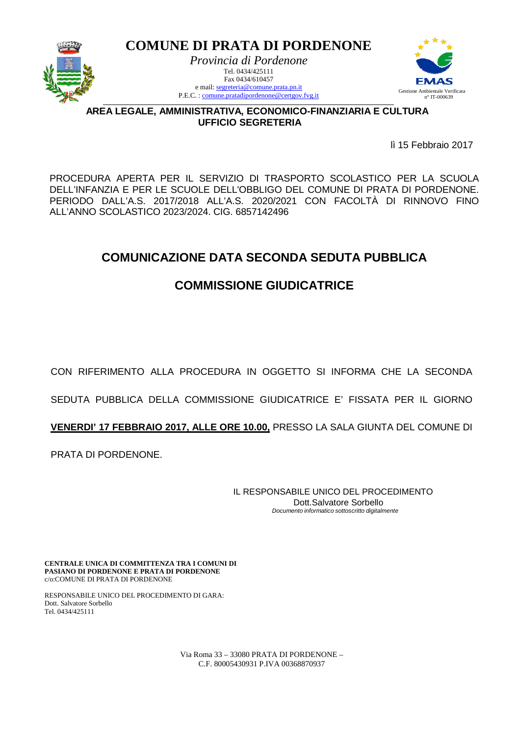# COMUNE DI PRATA DI PORDENONE

*Provincia di Pordenone*

Tel. 0434/425111
Fax 0434/610457
e mail: segreteria@comune.prata.pn.it
P.E.C. : comune.pratadipordenone@certgov.fvg.it

Gestione Ambientale Verificata
n° IT-000639

**AREA LEGALE, AMMINISTRATIVA, ECONOMICO-FINANZIARIA E CULTURA**
**UFFICIO SEGRETERIA**

lì 15 Febbraio 2017

PROCEDURA APERTA PER IL SERVIZIO DI TRASPORTO SCOLASTICO PER LA SCUOLA DELL'INFANZIA E PER LE SCUOLE DELL'OBBLIGO DEL COMUNE DI PRATA DI PORDENONE. PERIODO DALL'A.S. 2017/2018 ALL'A.S. 2020/2021 CON FACOLTÀ DI RINNOVO FINO ALL'ANNO SCOLASTICO 2023/2024. CIG. 6857142496

## COMUNICAZIONE DATA SECONDA SEDUTA PUBBLICA

## COMMISSIONE GIUDICATRICE

CON RIFERIMENTO ALLA PROCEDURA IN OGGETTO SI INFORMA CHE LA SECONDA SEDUTA PUBBLICA DELLA COMMISSIONE GIUDICATRICE E' FISSATA PER IL GIORNO **VENERDI' 17 FEBBRAIO 2017, ALLE ORE 10.00,** PRESSO LA SALA GIUNTA DEL COMUNE DI PRATA DI PORDENONE.

IL RESPONSABILE UNICO DEL PROCEDIMENTO
Dott.Salvatore Sorbello
*Documento informatico sottoscritto digitalmente*

**CENTRALE UNICA DI COMMITTENZA TRA I COMUNI DI PASIANO DI PORDENONE E PRATA DI PORDENONE**
c/o:COMUNE DI PRATA DI PORDENONE

RESPONSABILE UNICO DEL PROCEDIMENTO DI GARA:
Dott. Salvatore Sorbello
Tel. 0434/425111

Via Roma 33 – 33080 PRATA DI PORDENONE –
C.F. 80005430931 P.IVA 00368870937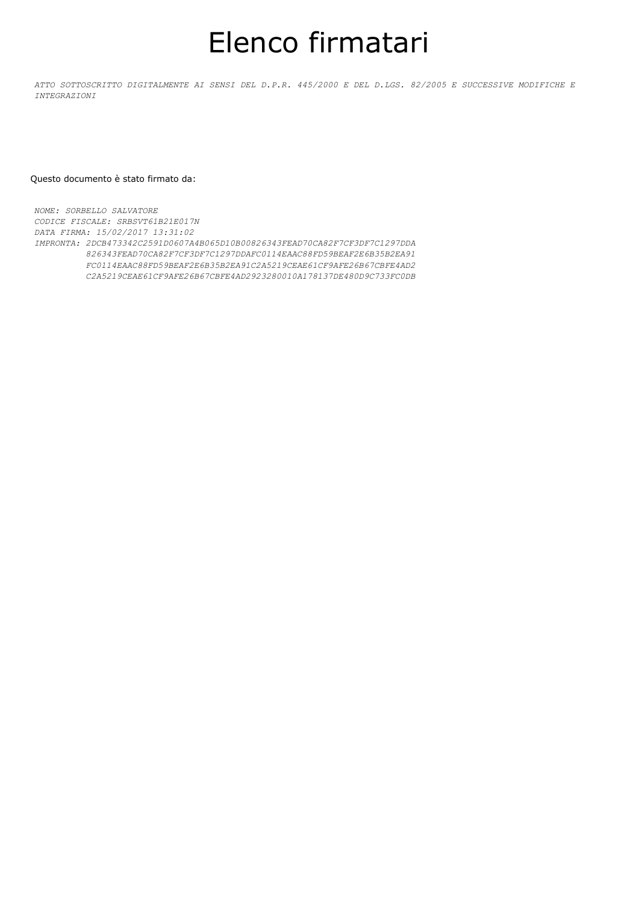# Elenco firmatari

*ATTO SOTTOSCRITTO DIGITALMENTE AI SENSI DEL D.P.R. 445/2000 E DEL D.LGS. 82/2005 E SUCCESSIVE MODIFICHE E INTEGRAZIONI*

Questo documento è stato firmato da:

*NOME: SORBELLO SALVATORE*
*CODICE FISCALE: SRBSVT61B21E017N*
*DATA FIRMA: 15/02/2017 13:31:02*
*IMPRONTA: 2DCB473342C2591D0607A4B065D10B00826343FEAD70CA82F7CF3DF7C1297DDA*
*826343FEAD70CA82F7CF3DF7C1297DDAFC0114EAAC88FD59BEAF2E6B35B2EA91*
*FC0114EAAC88FD59BEAF2E6B35B2EA91C2A5219CEAE61CF9AFE26B67CBFE4AD2*
*C2A5219CEAE61CF9AFE26B67CBFE4AD2923280010A178137DE480D9C733FC0DB*